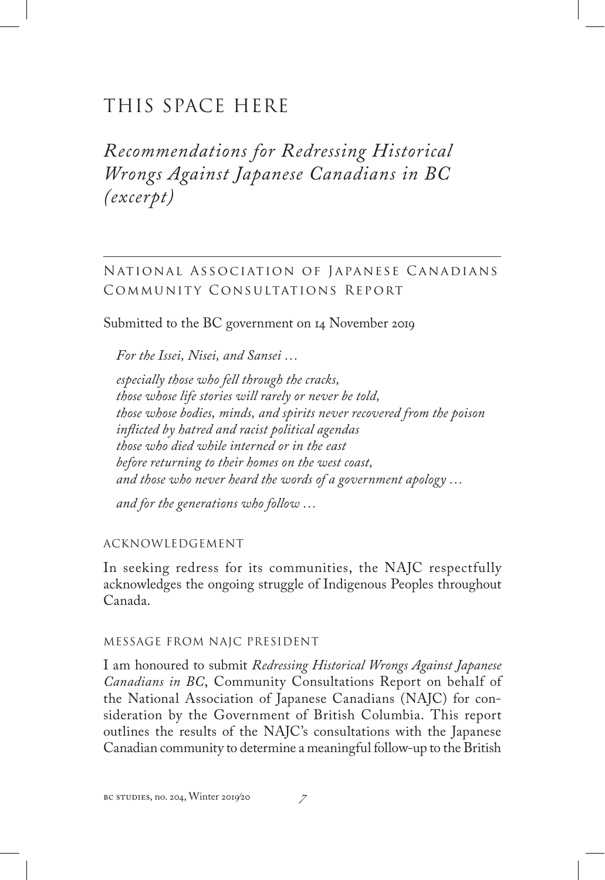# THIS SPACE HERE

## *Recommendations for Redressing Historical Wrongs Against Japanese Canadians in BC (excerpt)*

---

### National Association of Japanese Canadians Community Consultations Report

Submitted to the BC government on 14 November 2019

*For the Issei, Nisei, and Sansei …*

*especially those who fell through the cracks,*
*those whose life stories will rarely or never be told,*
*those whose bodies, minds, and spirits never recovered from the poison inflicted by hatred and racist political agendas*
*those who died while interned or in the east*
*before returning to their homes on the west coast,*
*and those who never heard the words of a government apology …*

*and for the generations who follow …*

#### ACKNOWLEDGEMENT

In seeking redress for its communities, the NAJC respectfully acknowledges the ongoing struggle of Indigenous Peoples throughout Canada.

#### MESSAGE FROM NAJC PRESIDENT

I am honoured to submit *Redressing Historical Wrongs Against Japanese Canadians in BC*, Community Consultations Report on behalf of the National Association of Japanese Canadians (NAJC) for consideration by the Government of British Columbia. This report outlines the results of the NAJC's consultations with the Japanese Canadian community to determine a meaningful follow-up to the British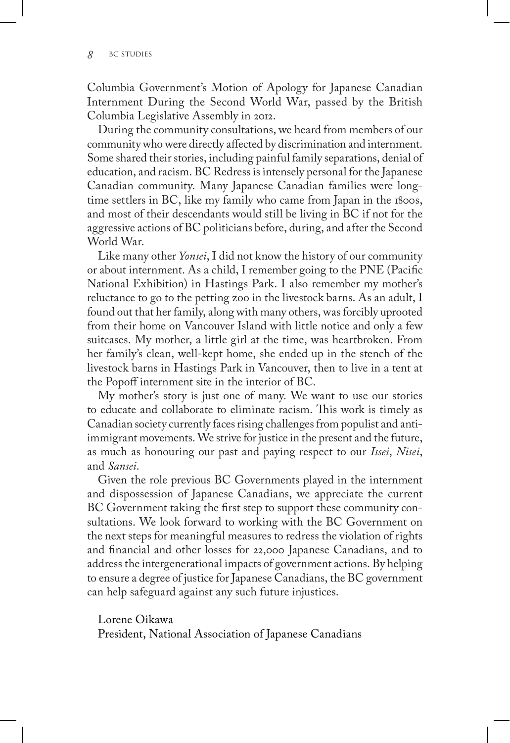Columbia Government's Motion of Apology for Japanese Canadian Internment During the Second World War, passed by the British Columbia Legislative Assembly in 2012.

During the community consultations, we heard from members of our community who were directly affected by discrimination and internment. Some shared their stories, including painful family separations, denial of education, and racism. BC Redress is intensely personal for the Japanese Canadian community. Many Japanese Canadian families were longtime settlers in BC, like my family who came from Japan in the 1800s, and most of their descendants would still be living in BC if not for the aggressive actions of BC politicians before, during, and after the Second World War.

Like many other *Yonsei*, I did not know the history of our community or about internment. As a child, I remember going to the PNE (Pacific National Exhibition) in Hastings Park. I also remember my mother's reluctance to go to the petting zoo in the livestock barns. As an adult, I found out that her family, along with many others, was forcibly uprooted from their home on Vancouver Island with little notice and only a few suitcases. My mother, a little girl at the time, was heartbroken. From her family's clean, well-kept home, she ended up in the stench of the livestock barns in Hastings Park in Vancouver, then to live in a tent at the Popoff internment site in the interior of BC.

My mother's story is just one of many. We want to use our stories to educate and collaborate to eliminate racism. This work is timely as Canadian society currently faces rising challenges from populist and anti-immigrant movements. We strive for justice in the present and the future, as much as honouring our past and paying respect to our *Issei*, *Nisei*, and *Sansei*.

Given the role previous BC Governments played in the internment and dispossession of Japanese Canadians, we appreciate the current BC Government taking the first step to support these community consultations. We look forward to working with the BC Government on the next steps for meaningful measures to redress the violation of rights and financial and other losses for 22,000 Japanese Canadians, and to address the intergenerational impacts of government actions. By helping to ensure a degree of justice for Japanese Canadians, the BC government can help safeguard against any such future injustices.

Lorene Oikawa
President, National Association of Japanese Canadians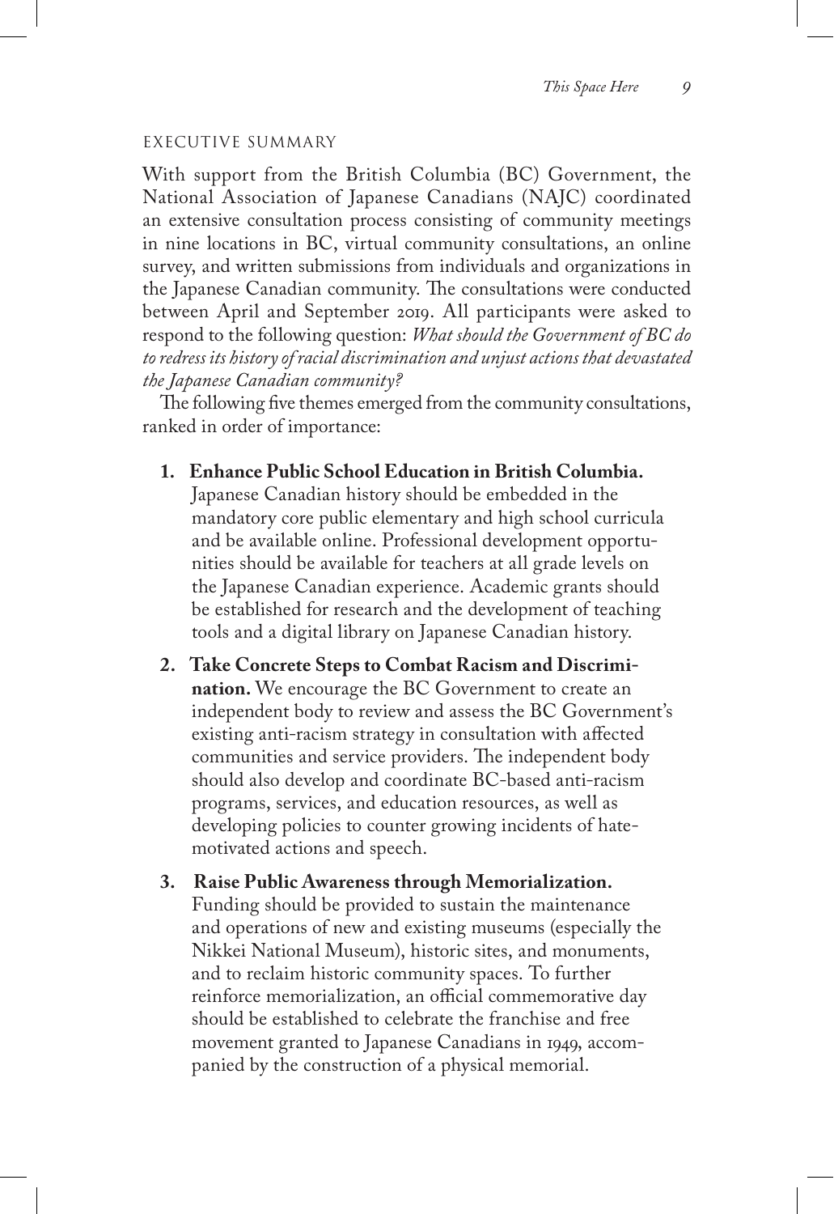## EXECUTIVE SUMMARY

With support from the British Columbia (BC) Government, the National Association of Japanese Canadians (NAJC) coordinated an extensive consultation process consisting of community meetings in nine locations in BC, virtual community consultations, an online survey, and written submissions from individuals and organizations in the Japanese Canadian community. The consultations were conducted between April and September 2019. All participants were asked to respond to the following question: *What should the Government of BC do to redress its history of racial discrimination and unjust actions that devastated the Japanese Canadian community?*

The following five themes emerged from the community consultations, ranked in order of importance:

1. **Enhance Public School Education in British Columbia.** Japanese Canadian history should be embedded in the mandatory core public elementary and high school curricula and be available online. Professional development opportunities should be available for teachers at all grade levels on the Japanese Canadian experience. Academic grants should be established for research and the development of teaching tools and a digital library on Japanese Canadian history.

2. **Take Concrete Steps to Combat Racism and Discrimination.** We encourage the BC Government to create an independent body to review and assess the BC Government's existing anti-racism strategy in consultation with affected communities and service providers. The independent body should also develop and coordinate BC-based anti-racism programs, services, and education resources, as well as developing policies to counter growing incidents of hate-motivated actions and speech.

3. **Raise Public Awareness through Memorialization.** Funding should be provided to sustain the maintenance and operations of new and existing museums (especially the Nikkei National Museum), historic sites, and monuments, and to reclaim historic community spaces. To further reinforce memorialization, an official commemorative day should be established to celebrate the franchise and free movement granted to Japanese Canadians in 1949, accompanied by the construction of a physical memorial.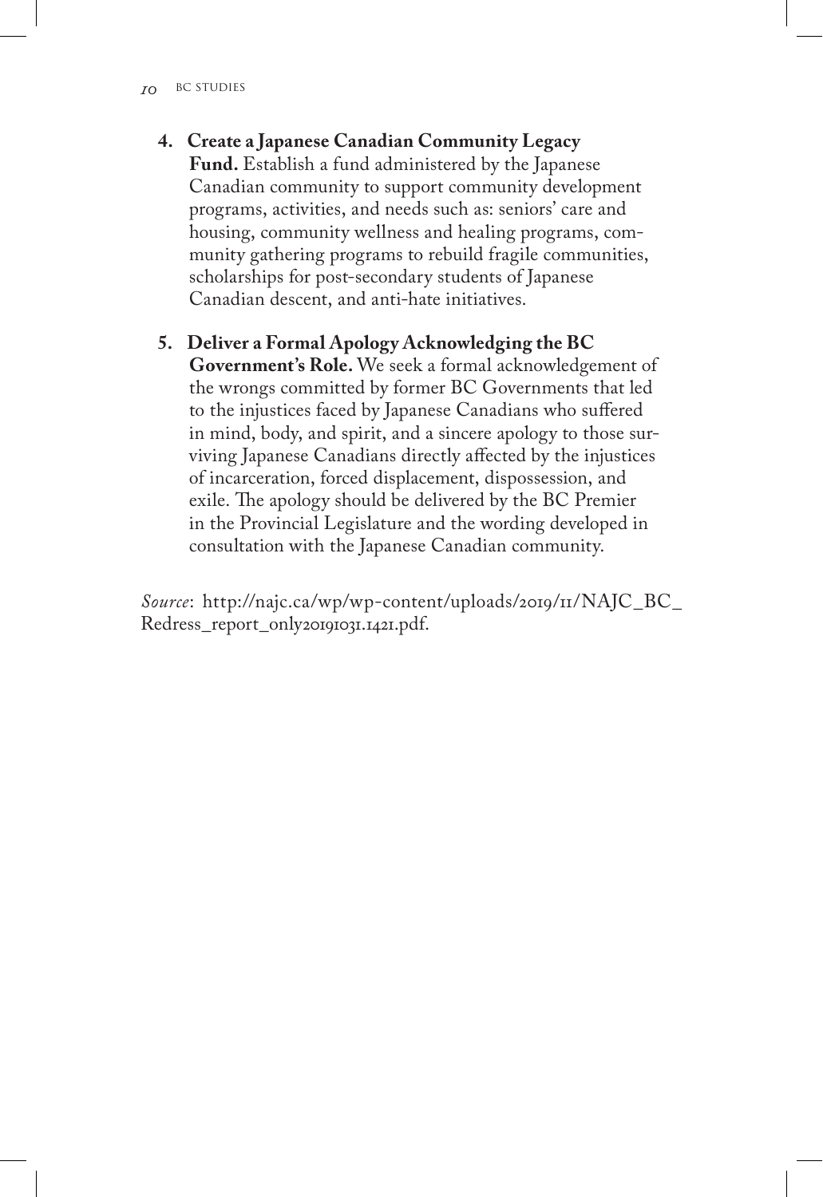4. **Create a Japanese Canadian Community Legacy Fund.** Establish a fund administered by the Japanese Canadian community to support community development programs, activities, and needs such as: seniors' care and housing, community wellness and healing programs, community gathering programs to rebuild fragile communities, scholarships for post-secondary students of Japanese Canadian descent, and anti-hate initiatives.

5. **Deliver a Formal Apology Acknowledging the BC Government's Role.** We seek a formal acknowledgement of the wrongs committed by former BC Governments that led to the injustices faced by Japanese Canadians who suffered in mind, body, and spirit, and a sincere apology to those surviving Japanese Canadians directly affected by the injustices of incarceration, forced displacement, dispossession, and exile. The apology should be delivered by the BC Premier in the Provincial Legislature and the wording developed in consultation with the Japanese Canadian community.

*Source*: http://najc.ca/wp/wp-content/uploads/2019/11/NAJC_BC_Redress_report_only20191031.1421.pdf.